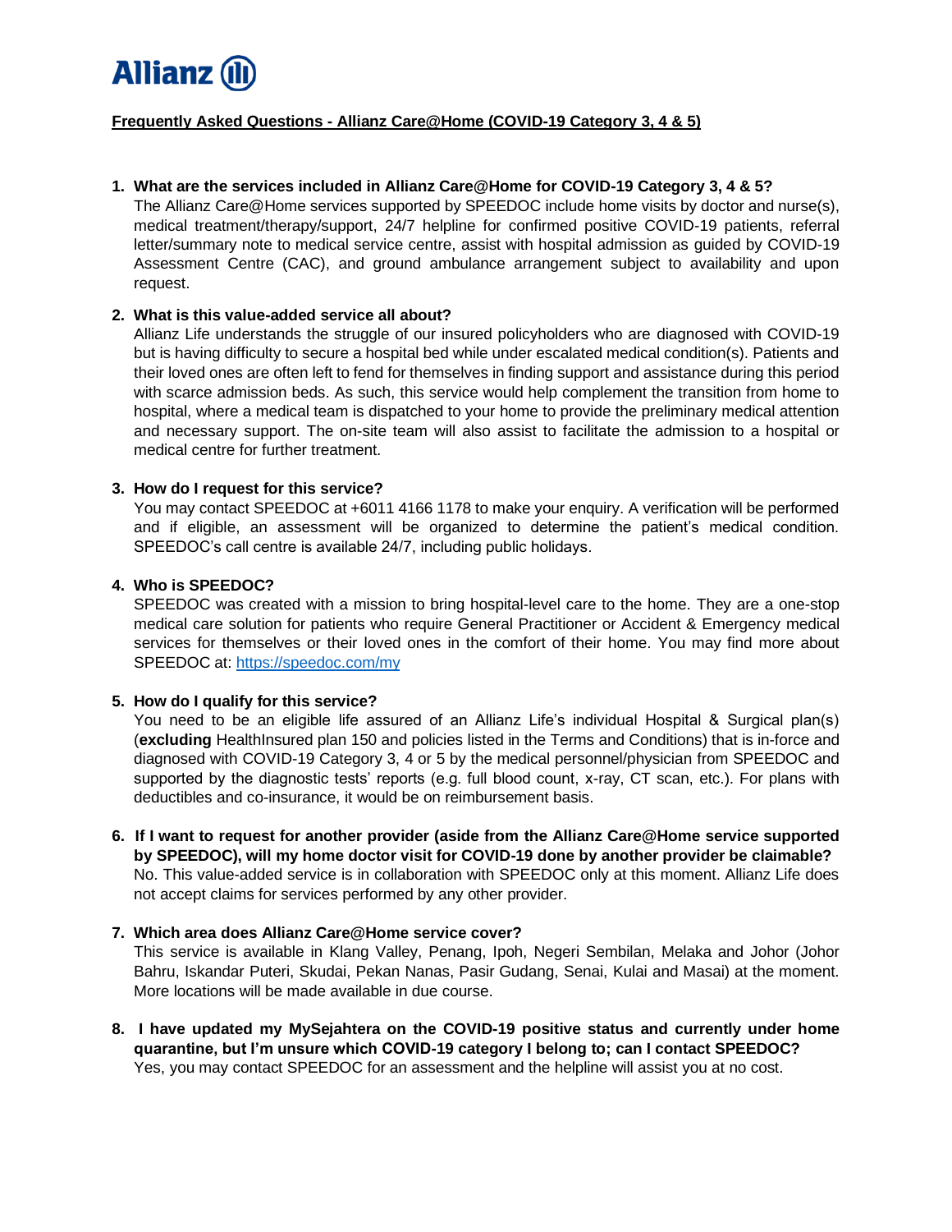Allianz

## Frequently Asked Questions - Allianz Care@Home (COVID-19 Category 3, 4 & 5)

1. **What are the services included in Allianz Care@Home for COVID-19 Category 3, 4 & 5?**
   The Allianz Care@Home services supported by SPEEDOC include home visits by doctor and nurse(s), medical treatment/therapy/support, 24/7 helpline for confirmed positive COVID-19 patients, referral letter/summary note to medical service centre, assist with hospital admission as guided by COVID-19 Assessment Centre (CAC), and ground ambulance arrangement subject to availability and upon request.

2. **What is this value-added service all about?**
   Allianz Life understands the struggle of our insured policyholders who are diagnosed with COVID-19 but is having difficulty to secure a hospital bed while under escalated medical condition(s). Patients and their loved ones are often left to fend for themselves in finding support and assistance during this period with scarce admission beds. As such, this service would help complement the transition from home to hospital, where a medical team is dispatched to your home to provide the preliminary medical attention and necessary support. The on-site team will also assist to facilitate the admission to a hospital or medical centre for further treatment.

3. **How do I request for this service?**
   You may contact SPEEDOC at +6011 4166 1178 to make your enquiry. A verification will be performed and if eligible, an assessment will be organized to determine the patient's medical condition. SPEEDOC's call centre is available 24/7, including public holidays.

4. **Who is SPEEDOC?**
   SPEEDOC was created with a mission to bring hospital-level care to the home. They are a one-stop medical care solution for patients who require General Practitioner or Accident & Emergency medical services for themselves or their loved ones in the comfort of their home. You may find more about SPEEDOC at: https://speedoc.com/my

5. **How do I qualify for this service?**
   You need to be an eligible life assured of an Allianz Life's individual Hospital & Surgical plan(s) (**excluding** HealthInsured plan 150 and policies listed in the Terms and Conditions) that is in-force and diagnosed with COVID-19 Category 3, 4 or 5 by the medical personnel/physician from SPEEDOC and supported by the diagnostic tests' reports (e.g. full blood count, x-ray, CT scan, etc.). For plans with deductibles and co-insurance, it would be on reimbursement basis.

6. **If I want to request for another provider (aside from the Allianz Care@Home service supported by SPEEDOC), will my home doctor visit for COVID-19 done by another provider be claimable?**
   No. This value-added service is in collaboration with SPEEDOC only at this moment. Allianz Life does not accept claims for services performed by any other provider.

7. **Which area does Allianz Care@Home service cover?**
   This service is available in Klang Valley, Penang, Ipoh, Negeri Sembilan, Melaka and Johor (Johor Bahru, Iskandar Puteri, Skudai, Pekan Nanas, Pasir Gudang, Senai, Kulai and Masai) at the moment. More locations will be made available in due course.

8. **I have updated my MySejahtera on the COVID-19 positive status and currently under home quarantine, but I'm unsure which COVID-19 category I belong to; can I contact SPEEDOC?**
   Yes, you may contact SPEEDOC for an assessment and the helpline will assist you at no cost.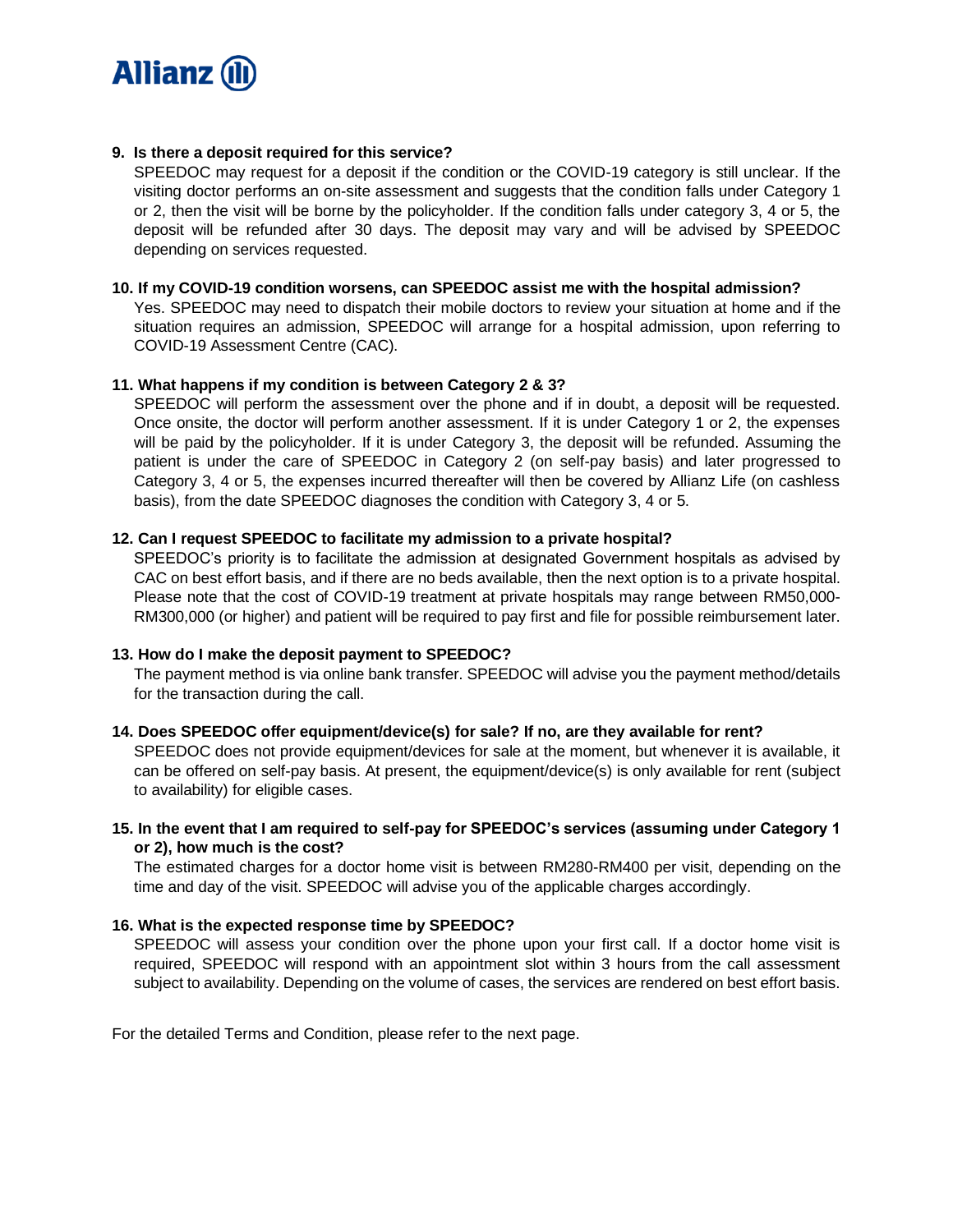**9. Is there a deposit required for this service?**

SPEEDOC may request for a deposit if the condition or the COVID-19 category is still unclear. If the visiting doctor performs an on-site assessment and suggests that the condition falls under Category 1 or 2, then the visit will be borne by the policyholder. If the condition falls under category 3, 4 or 5, the deposit will be refunded after 30 days. The deposit may vary and will be advised by SPEEDOC depending on services requested.

**10. If my COVID-19 condition worsens, can SPEEDOC assist me with the hospital admission?**

Yes. SPEEDOC may need to dispatch their mobile doctors to review your situation at home and if the situation requires an admission, SPEEDOC will arrange for a hospital admission, upon referring to COVID-19 Assessment Centre (CAC).

**11. What happens if my condition is between Category 2 & 3?**

SPEEDOC will perform the assessment over the phone and if in doubt, a deposit will be requested. Once onsite, the doctor will perform another assessment. If it is under Category 1 or 2, the expenses will be paid by the policyholder. If it is under Category 3, the deposit will be refunded. Assuming the patient is under the care of SPEEDOC in Category 2 (on self-pay basis) and later progressed to Category 3, 4 or 5, the expenses incurred thereafter will then be covered by Allianz Life (on cashless basis), from the date SPEEDOC diagnoses the condition with Category 3, 4 or 5.

**12. Can I request SPEEDOC to facilitate my admission to a private hospital?**

SPEEDOC's priority is to facilitate the admission at designated Government hospitals as advised by CAC on best effort basis, and if there are no beds available, then the next option is to a private hospital. Please note that the cost of COVID-19 treatment at private hospitals may range between RM50,000-RM300,000 (or higher) and patient will be required to pay first and file for possible reimbursement later.

**13. How do I make the deposit payment to SPEEDOC?**

The payment method is via online bank transfer. SPEEDOC will advise you the payment method/details for the transaction during the call.

**14. Does SPEEDOC offer equipment/device(s) for sale? If no, are they available for rent?**

SPEEDOC does not provide equipment/devices for sale at the moment, but whenever it is available, it can be offered on self-pay basis. At present, the equipment/device(s) is only available for rent (subject to availability) for eligible cases.

**15. In the event that I am required to self-pay for SPEEDOC's services (assuming under Category 1 or 2), how much is the cost?**

The estimated charges for a doctor home visit is between RM280-RM400 per visit, depending on the time and day of the visit. SPEEDOC will advise you of the applicable charges accordingly.

**16. What is the expected response time by SPEEDOC?**

SPEEDOC will assess your condition over the phone upon your first call. If a doctor home visit is required, SPEEDOC will respond with an appointment slot within 3 hours from the call assessment subject to availability. Depending on the volume of cases, the services are rendered on best effort basis.

For the detailed Terms and Condition, please refer to the next page.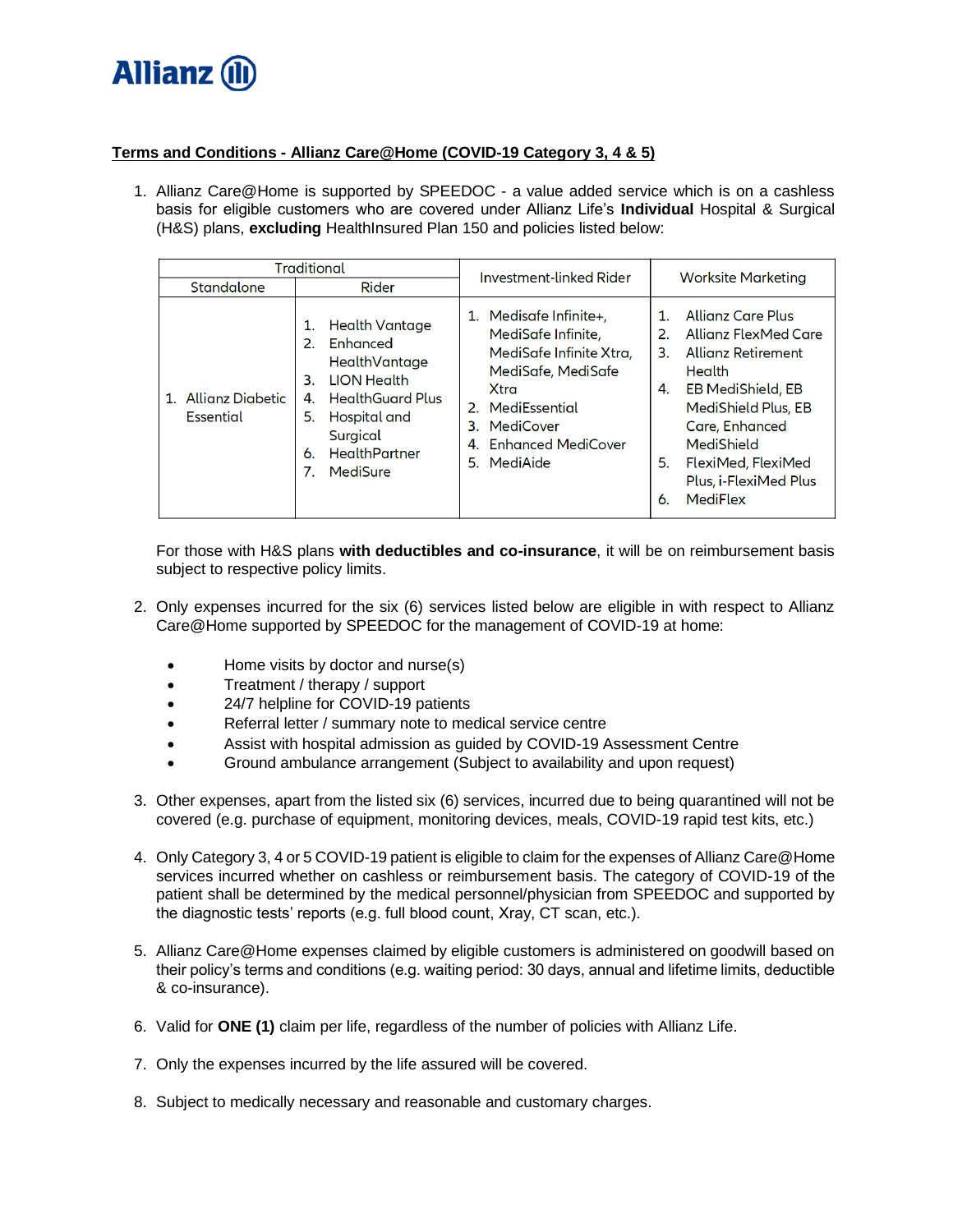**Allianz**

**Terms and Conditions - Allianz Care@Home (COVID-19 Category 3, 4 & 5)**

1. Allianz Care@Home is supported by SPEEDOC - a value added service which is on a cashless basis for eligible customers who are covered under Allianz Life's **Individual** Hospital & Surgical (H&S) plans, **excluding** HealthInsured Plan 150 and policies listed below:

| Traditional | | Investment-linked Rider | Worksite Marketing |
|---|---|---|---|
| Standalone | Rider | | |
| 1. Allianz Diabetic Essential | 1. Health Vantage<br>2. Enhanced HealthVantage<br>3. LION Health<br>4. HealthGuard Plus<br>5. Hospital and Surgical<br>6. HealthPartner<br>7. MediSure | 1. Medisafe Infinite+, MediSafe Infinite, MediSafe Infinite Xtra, MediSafe, MediSafe Xtra<br>2. MediEssential<br>3. MediCover<br>4. Enhanced MediCover<br>5. MediAide | 1. Allianz Care Plus<br>2. Allianz FlexMed Care<br>3. Allianz Retirement Health<br>4. EB MediShield, EB MediShield Plus, EB Care, Enhanced MediShield<br>5. FlexiMed, FlexiMed Plus, i-FlexiMed Plus<br>6. MediFlex |

   For those with H&S plans **with deductibles and co-insurance**, it will be on reimbursement basis subject to respective policy limits.

2. Only expenses incurred for the six (6) services listed below are eligible in with respect to Allianz Care@Home supported by SPEEDOC for the management of COVID-19 at home:

   - Home visits by doctor and nurse(s)
   - Treatment / therapy / support
   - 24/7 helpline for COVID-19 patients
   - Referral letter / summary note to medical service centre
   - Assist with hospital admission as guided by COVID-19 Assessment Centre
   - Ground ambulance arrangement (Subject to availability and upon request)

3. Other expenses, apart from the listed six (6) services, incurred due to being quarantined will not be covered (e.g. purchase of equipment, monitoring devices, meals, COVID-19 rapid test kits, etc.)

4. Only Category 3, 4 or 5 COVID-19 patient is eligible to claim for the expenses of Allianz Care@Home services incurred whether on cashless or reimbursement basis. The category of COVID-19 of the patient shall be determined by the medical personnel/physician from SPEEDOC and supported by the diagnostic tests' reports (e.g. full blood count, Xray, CT scan, etc.).

5. Allianz Care@Home expenses claimed by eligible customers is administered on goodwill based on their policy's terms and conditions (e.g. waiting period: 30 days, annual and lifetime limits, deductible & co-insurance).

6. Valid for **ONE (1)** claim per life, regardless of the number of policies with Allianz Life.

7. Only the expenses incurred by the life assured will be covered.

8. Subject to medically necessary and reasonable and customary charges.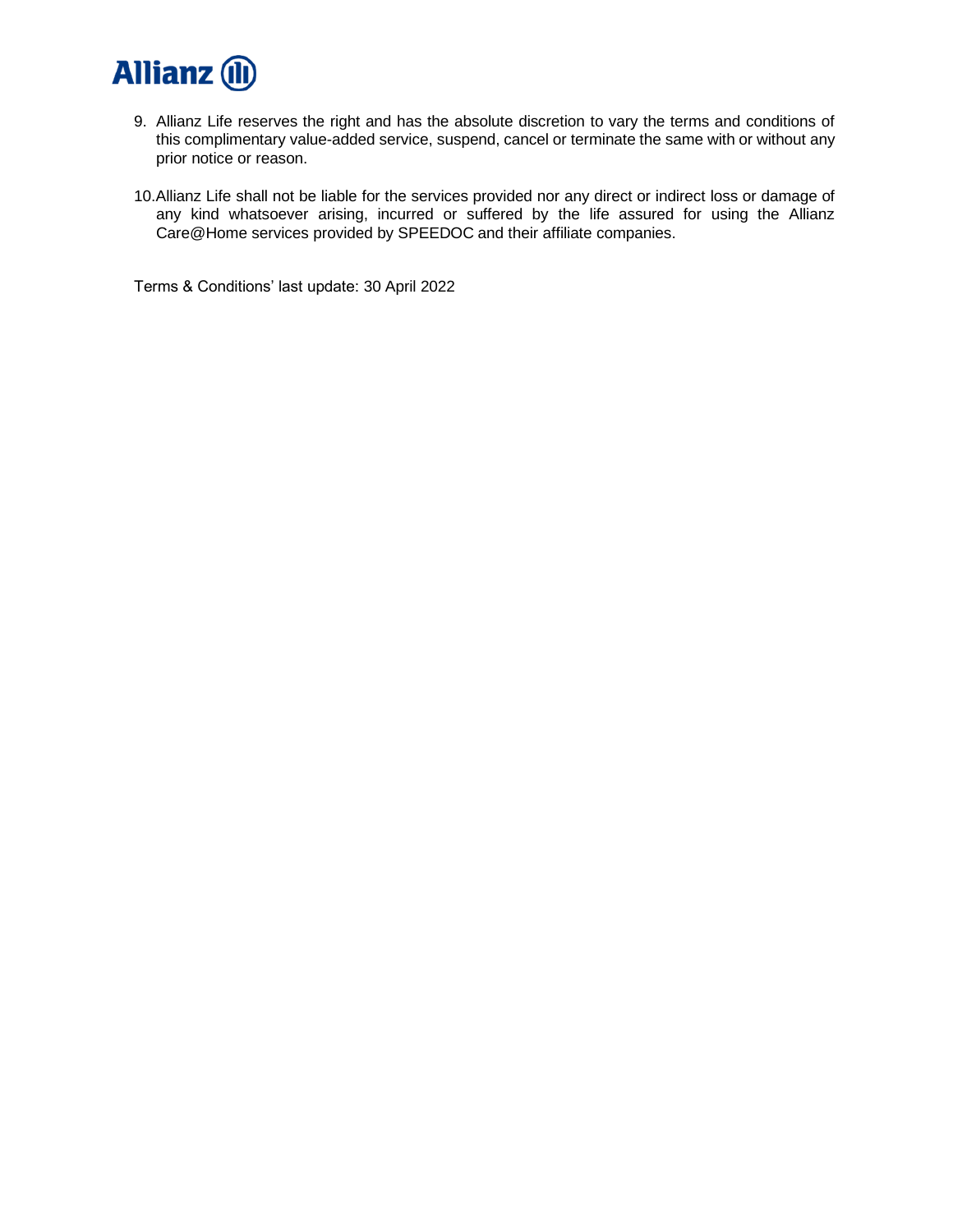9. Allianz Life reserves the right and has the absolute discretion to vary the terms and conditions of this complimentary value-added service, suspend, cancel or terminate the same with or without any prior notice or reason.

10. Allianz Life shall not be liable for the services provided nor any direct or indirect loss or damage of any kind whatsoever arising, incurred or suffered by the life assured for using the Allianz Care@Home services provided by SPEEDOC and their affiliate companies.

Terms & Conditions' last update: 30 April 2022